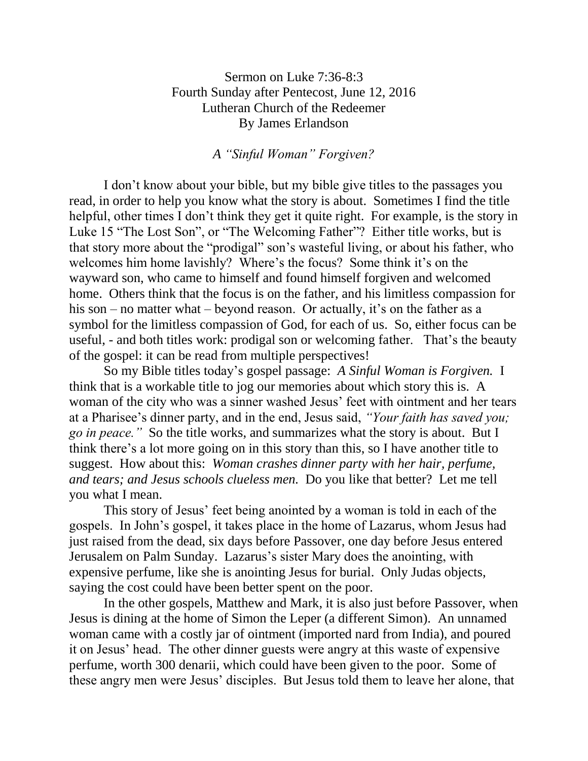Sermon on Luke 7:36-8:3
Fourth Sunday after Pentecost, June 12, 2016
Lutheran Church of the Redeemer
By James Erlandson

*A "Sinful Woman" Forgiven?*

I don't know about your bible, but my bible give titles to the passages you read, in order to help you know what the story is about. Sometimes I find the title helpful, other times I don't think they get it quite right. For example, is the story in Luke 15 "The Lost Son", or "The Welcoming Father"? Either title works, but is that story more about the "prodigal" son's wasteful living, or about his father, who welcomes him home lavishly? Where's the focus? Some think it's on the wayward son, who came to himself and found himself forgiven and welcomed home. Others think that the focus is on the father, and his limitless compassion for his son – no matter what – beyond reason. Or actually, it's on the father as a symbol for the limitless compassion of God, for each of us. So, either focus can be useful, - and both titles work: prodigal son or welcoming father. That's the beauty of the gospel: it can be read from multiple perspectives!

So my Bible titles today's gospel passage: *A Sinful Woman is Forgiven.* I think that is a workable title to jog our memories about which story this is. A woman of the city who was a sinner washed Jesus' feet with ointment and her tears at a Pharisee's dinner party, and in the end, Jesus said, *"Your faith has saved you; go in peace."* So the title works, and summarizes what the story is about. But I think there's a lot more going on in this story than this, so I have another title to suggest. How about this: *Woman crashes dinner party with her hair, perfume, and tears; and Jesus schools clueless men.* Do you like that better? Let me tell you what I mean.

This story of Jesus' feet being anointed by a woman is told in each of the gospels. In John's gospel, it takes place in the home of Lazarus, whom Jesus had just raised from the dead, six days before Passover, one day before Jesus entered Jerusalem on Palm Sunday. Lazarus's sister Mary does the anointing, with expensive perfume, like she is anointing Jesus for burial. Only Judas objects, saying the cost could have been better spent on the poor.

In the other gospels, Matthew and Mark, it is also just before Passover, when Jesus is dining at the home of Simon the Leper (a different Simon). An unnamed woman came with a costly jar of ointment (imported nard from India), and poured it on Jesus' head. The other dinner guests were angry at this waste of expensive perfume, worth 300 denarii, which could have been given to the poor. Some of these angry men were Jesus' disciples. But Jesus told them to leave her alone, that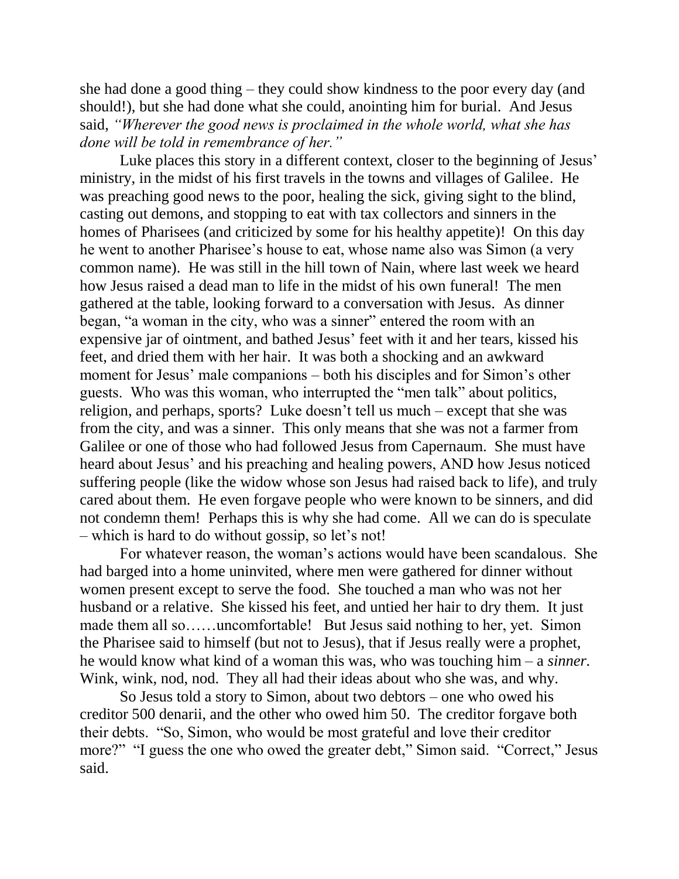she had done a good thing – they could show kindness to the poor every day (and should!), but she had done what she could, anointing him for burial. And Jesus said, *"Wherever the good news is proclaimed in the whole world, what she has done will be told in remembrance of her."*

Luke places this story in a different context, closer to the beginning of Jesus' ministry, in the midst of his first travels in the towns and villages of Galilee. He was preaching good news to the poor, healing the sick, giving sight to the blind, casting out demons, and stopping to eat with tax collectors and sinners in the homes of Pharisees (and criticized by some for his healthy appetite)! On this day he went to another Pharisee's house to eat, whose name also was Simon (a very common name). He was still in the hill town of Nain, where last week we heard how Jesus raised a dead man to life in the midst of his own funeral! The men gathered at the table, looking forward to a conversation with Jesus. As dinner began, "a woman in the city, who was a sinner" entered the room with an expensive jar of ointment, and bathed Jesus' feet with it and her tears, kissed his feet, and dried them with her hair. It was both a shocking and an awkward moment for Jesus' male companions – both his disciples and for Simon's other guests. Who was this woman, who interrupted the "men talk" about politics, religion, and perhaps, sports? Luke doesn't tell us much – except that she was from the city, and was a sinner. This only means that she was not a farmer from Galilee or one of those who had followed Jesus from Capernaum. She must have heard about Jesus' and his preaching and healing powers, AND how Jesus noticed suffering people (like the widow whose son Jesus had raised back to life), and truly cared about them. He even forgave people who were known to be sinners, and did not condemn them! Perhaps this is why she had come. All we can do is speculate – which is hard to do without gossip, so let's not!

For whatever reason, the woman's actions would have been scandalous. She had barged into a home uninvited, where men were gathered for dinner without women present except to serve the food. She touched a man who was not her husband or a relative. She kissed his feet, and untied her hair to dry them. It just made them all so……uncomfortable! But Jesus said nothing to her, yet. Simon the Pharisee said to himself (but not to Jesus), that if Jesus really were a prophet, he would know what kind of a woman this was, who was touching him – a *sinner*. Wink, wink, nod, nod. They all had their ideas about who she was, and why.

So Jesus told a story to Simon, about two debtors – one who owed his creditor 500 denarii, and the other who owed him 50. The creditor forgave both their debts. "So, Simon, who would be most grateful and love their creditor more?" "I guess the one who owed the greater debt," Simon said. "Correct," Jesus said.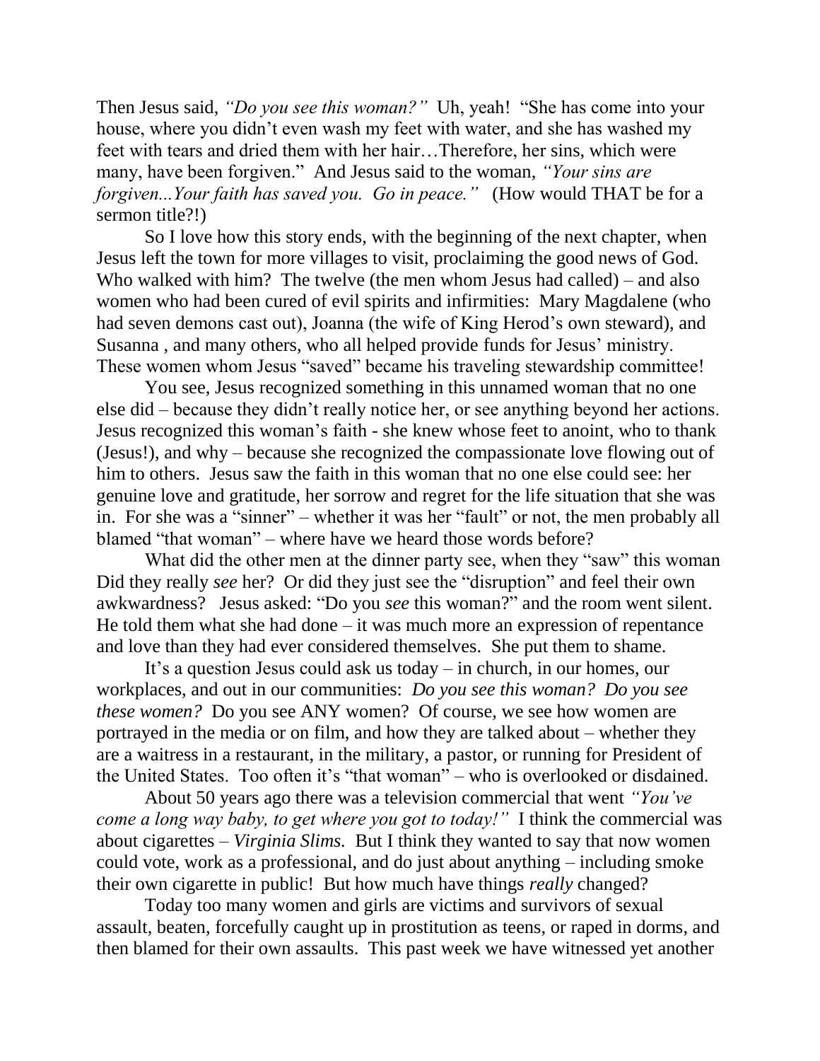Then Jesus said, *"Do you see this woman?"* Uh, yeah! "She has come into your house, where you didn't even wash my feet with water, and she has washed my feet with tears and dried them with her hair…Therefore, her sins, which were many, have been forgiven." And Jesus said to the woman, *"Your sins are forgiven...Your faith has saved you. Go in peace."* (How would THAT be for a sermon title?!)

So I love how this story ends, with the beginning of the next chapter, when Jesus left the town for more villages to visit, proclaiming the good news of God. Who walked with him? The twelve (the men whom Jesus had called) – and also women who had been cured of evil spirits and infirmities: Mary Magdalene (who had seven demons cast out), Joanna (the wife of King Herod's own steward), and Susanna , and many others, who all helped provide funds for Jesus' ministry. These women whom Jesus "saved" became his traveling stewardship committee!

You see, Jesus recognized something in this unnamed woman that no one else did – because they didn't really notice her, or see anything beyond her actions. Jesus recognized this woman's faith - she knew whose feet to anoint, who to thank (Jesus!), and why – because she recognized the compassionate love flowing out of him to others. Jesus saw the faith in this woman that no one else could see: her genuine love and gratitude, her sorrow and regret for the life situation that she was in. For she was a "sinner" – whether it was her "fault" or not, the men probably all blamed "that woman" – where have we heard those words before?

What did the other men at the dinner party see, when they "saw" this woman Did they really *see* her? Or did they just see the "disruption" and feel their own awkwardness? Jesus asked: "Do you *see* this woman?" and the room went silent. He told them what she had done – it was much more an expression of repentance and love than they had ever considered themselves. She put them to shame.

It's a question Jesus could ask us today – in church, in our homes, our workplaces, and out in our communities: *Do you see this woman? Do you see these women?* Do you see ANY women? Of course, we see how women are portrayed in the media or on film, and how they are talked about – whether they are a waitress in a restaurant, in the military, a pastor, or running for President of the United States. Too often it's "that woman" – who is overlooked or disdained.

About 50 years ago there was a television commercial that went *"You've come a long way baby, to get where you got to today!"* I think the commercial was about cigarettes – *Virginia Slims.* But I think they wanted to say that now women could vote, work as a professional, and do just about anything – including smoke their own cigarette in public! But how much have things *really* changed?

Today too many women and girls are victims and survivors of sexual assault, beaten, forcefully caught up in prostitution as teens, or raped in dorms, and then blamed for their own assaults. This past week we have witnessed yet another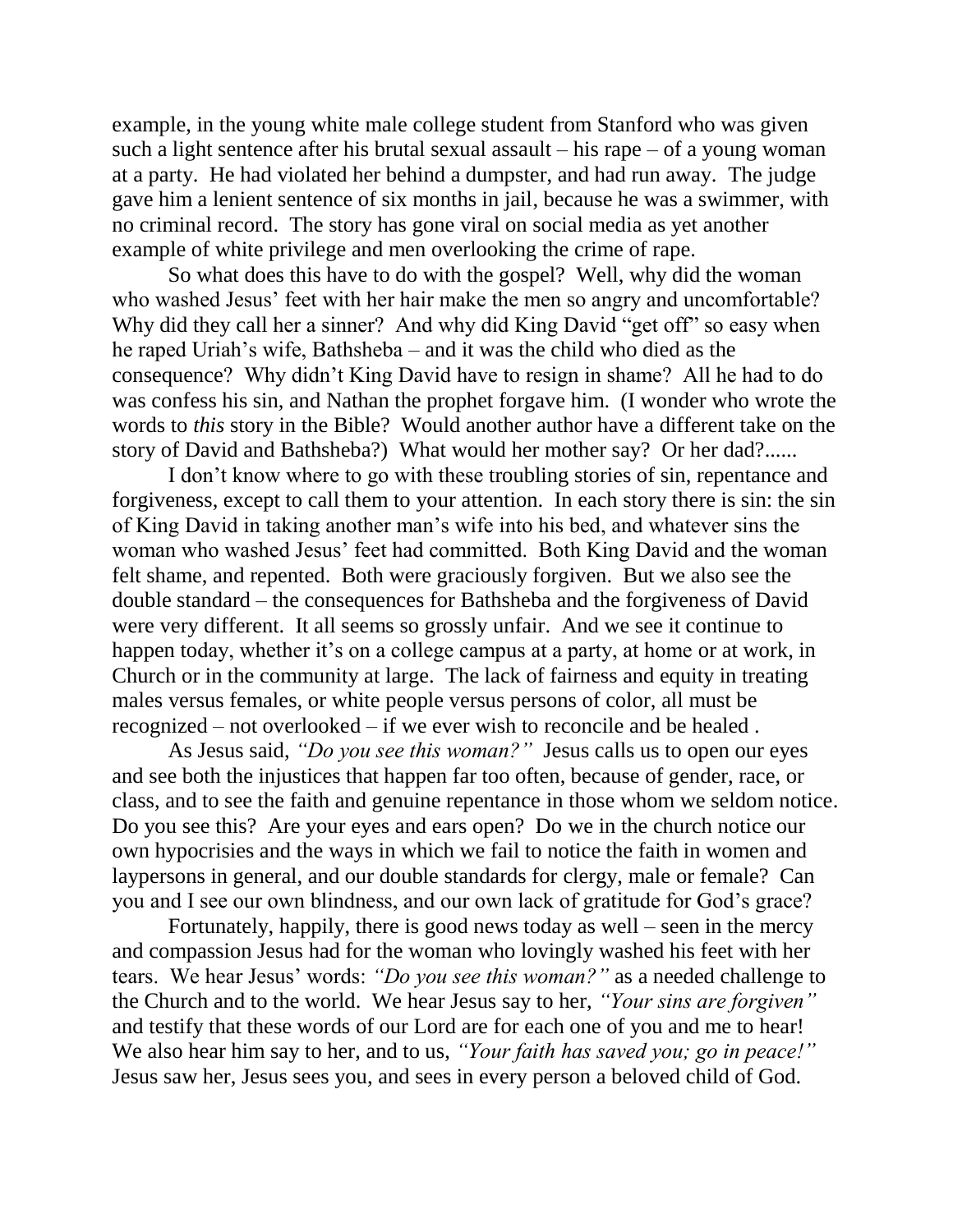example, in the young white male college student from Stanford who was given such a light sentence after his brutal sexual assault – his rape – of a young woman at a party. He had violated her behind a dumpster, and had run away. The judge gave him a lenient sentence of six months in jail, because he was a swimmer, with no criminal record. The story has gone viral on social media as yet another example of white privilege and men overlooking the crime of rape.

So what does this have to do with the gospel? Well, why did the woman who washed Jesus' feet with her hair make the men so angry and uncomfortable? Why did they call her a sinner? And why did King David "get off" so easy when he raped Uriah's wife, Bathsheba – and it was the child who died as the consequence? Why didn't King David have to resign in shame? All he had to do was confess his sin, and Nathan the prophet forgave him. (I wonder who wrote the words to *this* story in the Bible? Would another author have a different take on the story of David and Bathsheba?) What would her mother say? Or her dad?......

I don't know where to go with these troubling stories of sin, repentance and forgiveness, except to call them to your attention. In each story there is sin: the sin of King David in taking another man's wife into his bed, and whatever sins the woman who washed Jesus' feet had committed. Both King David and the woman felt shame, and repented. Both were graciously forgiven. But we also see the double standard – the consequences for Bathsheba and the forgiveness of David were very different. It all seems so grossly unfair. And we see it continue to happen today, whether it's on a college campus at a party, at home or at work, in Church or in the community at large. The lack of fairness and equity in treating males versus females, or white people versus persons of color, all must be recognized – not overlooked – if we ever wish to reconcile and be healed .

As Jesus said, *"Do you see this woman?"* Jesus calls us to open our eyes and see both the injustices that happen far too often, because of gender, race, or class, and to see the faith and genuine repentance in those whom we seldom notice. Do you see this? Are your eyes and ears open? Do we in the church notice our own hypocrisies and the ways in which we fail to notice the faith in women and laypersons in general, and our double standards for clergy, male or female? Can you and I see our own blindness, and our own lack of gratitude for God's grace?

Fortunately, happily, there is good news today as well – seen in the mercy and compassion Jesus had for the woman who lovingly washed his feet with her tears. We hear Jesus' words: *"Do you see this woman?"* as a needed challenge to the Church and to the world. We hear Jesus say to her, *"Your sins are forgiven"* and testify that these words of our Lord are for each one of you and me to hear! We also hear him say to her, and to us, *"Your faith has saved you; go in peace!"* Jesus saw her, Jesus sees you, and sees in every person a beloved child of God.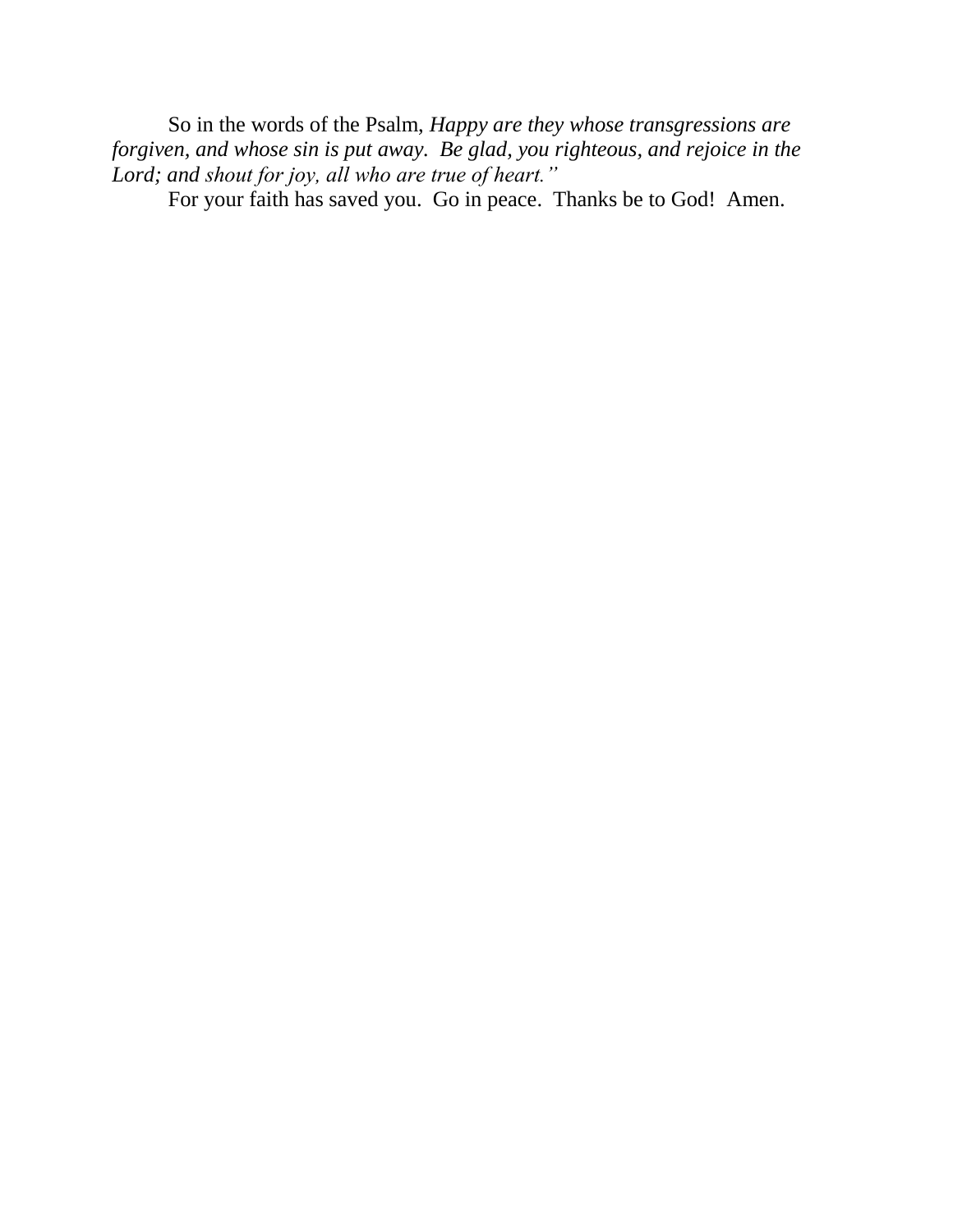So in the words of the Psalm, *Happy are they whose transgressions are forgiven, and whose sin is put away. Be glad, you righteous, and rejoice in the Lord; and shout for joy, all who are true of heart."*

For your faith has saved you. Go in peace. Thanks be to God! Amen.